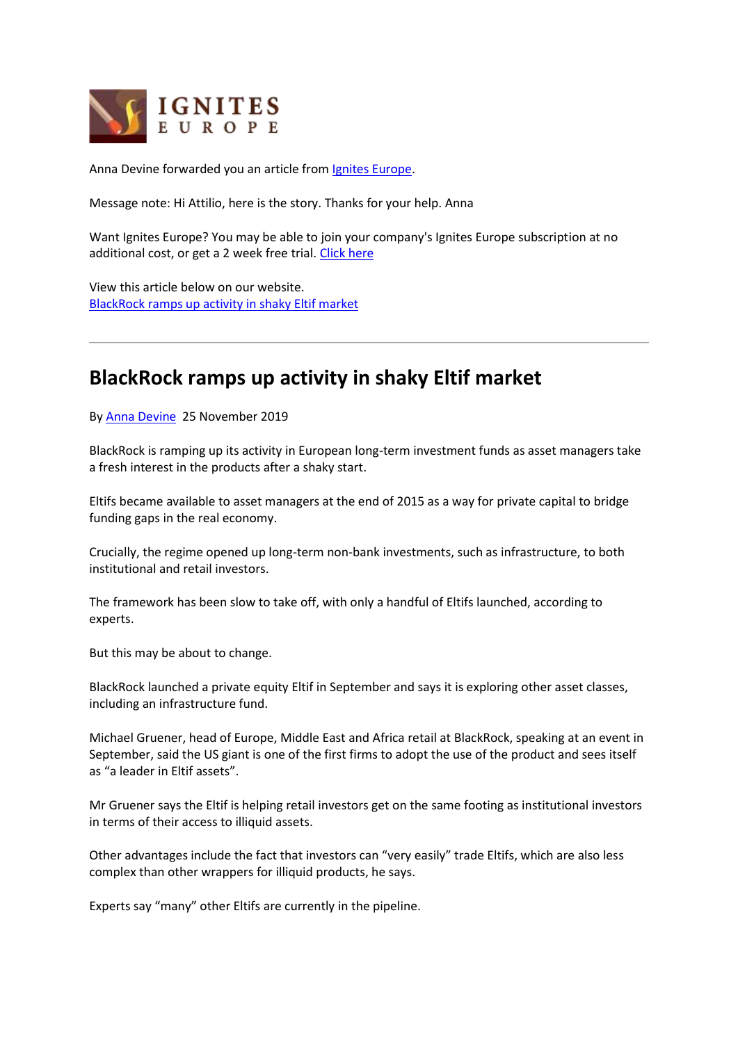IGNITES
EUROPE

Anna Devine forwarded you an article from Ignites Europe.

Message note: Hi Attilio, here is the story. Thanks for your help. Anna

Want Ignites Europe? You may be able to join your company's Ignites Europe subscription at no additional cost, or get a 2 week free trial. Click here

View this article below on our website.
BlackRock ramps up activity in shaky Eltif market

---

# BlackRock ramps up activity in shaky Eltif market

By Anna Devine 25 November 2019

BlackRock is ramping up its activity in European long-term investment funds as asset managers take a fresh interest in the products after a shaky start.

Eltifs became available to asset managers at the end of 2015 as a way for private capital to bridge funding gaps in the real economy.

Crucially, the regime opened up long-term non-bank investments, such as infrastructure, to both institutional and retail investors.

The framework has been slow to take off, with only a handful of Eltifs launched, according to experts.

But this may be about to change.

BlackRock launched a private equity Eltif in September and says it is exploring other asset classes, including an infrastructure fund.

Michael Gruener, head of Europe, Middle East and Africa retail at BlackRock, speaking at an event in September, said the US giant is one of the first firms to adopt the use of the product and sees itself as "a leader in Eltif assets".

Mr Gruener says the Eltif is helping retail investors get on the same footing as institutional investors in terms of their access to illiquid assets.

Other advantages include the fact that investors can "very easily" trade Eltifs, which are also less complex than other wrappers for illiquid products, he says.

Experts say "many" other Eltifs are currently in the pipeline.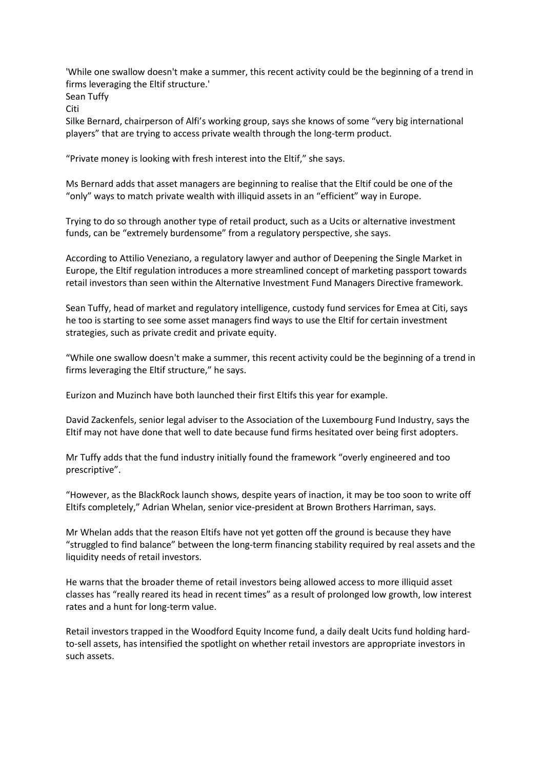'While one swallow doesn't make a summer, this recent activity could be the beginning of a trend in firms leveraging the Eltif structure.'
Sean Tuffy
Citi

Silke Bernard, chairperson of Alfi's working group, says she knows of some "very big international players" that are trying to access private wealth through the long-term product.

"Private money is looking with fresh interest into the Eltif," she says.

Ms Bernard adds that asset managers are beginning to realise that the Eltif could be one of the "only" ways to match private wealth with illiquid assets in an "efficient" way in Europe.

Trying to do so through another type of retail product, such as a Ucits or alternative investment funds, can be "extremely burdensome" from a regulatory perspective, she says.

According to Attilio Veneziano, a regulatory lawyer and author of Deepening the Single Market in Europe, the Eltif regulation introduces a more streamlined concept of marketing passport towards retail investors than seen within the Alternative Investment Fund Managers Directive framework.

Sean Tuffy, head of market and regulatory intelligence, custody fund services for Emea at Citi, says he too is starting to see some asset managers find ways to use the Eltif for certain investment strategies, such as private credit and private equity.

"While one swallow doesn't make a summer, this recent activity could be the beginning of a trend in firms leveraging the Eltif structure," he says.

Eurizon and Muzinch have both launched their first Eltifs this year for example.

David Zackenfels, senior legal adviser to the Association of the Luxembourg Fund Industry, says the Eltif may not have done that well to date because fund firms hesitated over being first adopters.

Mr Tuffy adds that the fund industry initially found the framework "overly engineered and too prescriptive".

"However, as the BlackRock launch shows, despite years of inaction, it may be too soon to write off Eltifs completely," Adrian Whelan, senior vice-president at Brown Brothers Harriman, says.

Mr Whelan adds that the reason Eltifs have not yet gotten off the ground is because they have "struggled to find balance" between the long-term financing stability required by real assets and the liquidity needs of retail investors.

He warns that the broader theme of retail investors being allowed access to more illiquid asset classes has "really reared its head in recent times" as a result of prolonged low growth, low interest rates and a hunt for long-term value.

Retail investors trapped in the Woodford Equity Income fund, a daily dealt Ucits fund holding hard-to-sell assets, has intensified the spotlight on whether retail investors are appropriate investors in such assets.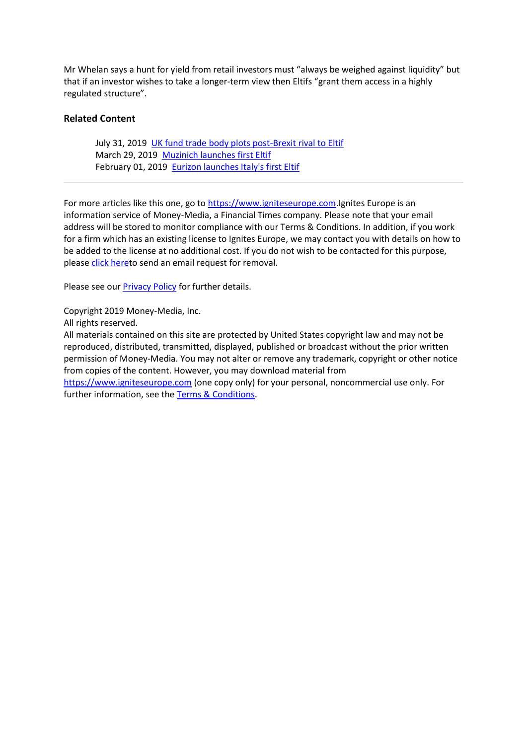Mr Whelan says a hunt for yield from retail investors must "always be weighed against liquidity" but that if an investor wishes to take a longer-term view then Eltifs "grant them access in a highly regulated structure".

**Related Content**

- July 31, 2019 [UK fund trade body plots post-Brexit rival to Eltif]
- March 29, 2019 [Muzinich launches first Eltif]
- February 01, 2019 [Eurizon launches Italy's first Eltif]

---

For more articles like this one, go to https://www.igniteseurope.com.Ignites Europe is an information service of Money-Media, a Financial Times company. Please note that your email address will be stored to monitor compliance with our Terms & Conditions. In addition, if you work for a firm which has an existing license to Ignites Europe, we may contact you with details on how to be added to the license at no additional cost. If you do not wish to be contacted for this purpose, please click hereto send an email request for removal.

Please see our Privacy Policy for further details.

Copyright 2019 Money-Media, Inc.
All rights reserved.
All materials contained on this site are protected by United States copyright law and may not be reproduced, distributed, transmitted, displayed, published or broadcast without the prior written permission of Money-Media. You may not alter or remove any trademark, copyright or other notice from copies of the content. However, you may download material from https://www.igniteseurope.com (one copy only) for your personal, noncommercial use only. For further information, see the Terms & Conditions.